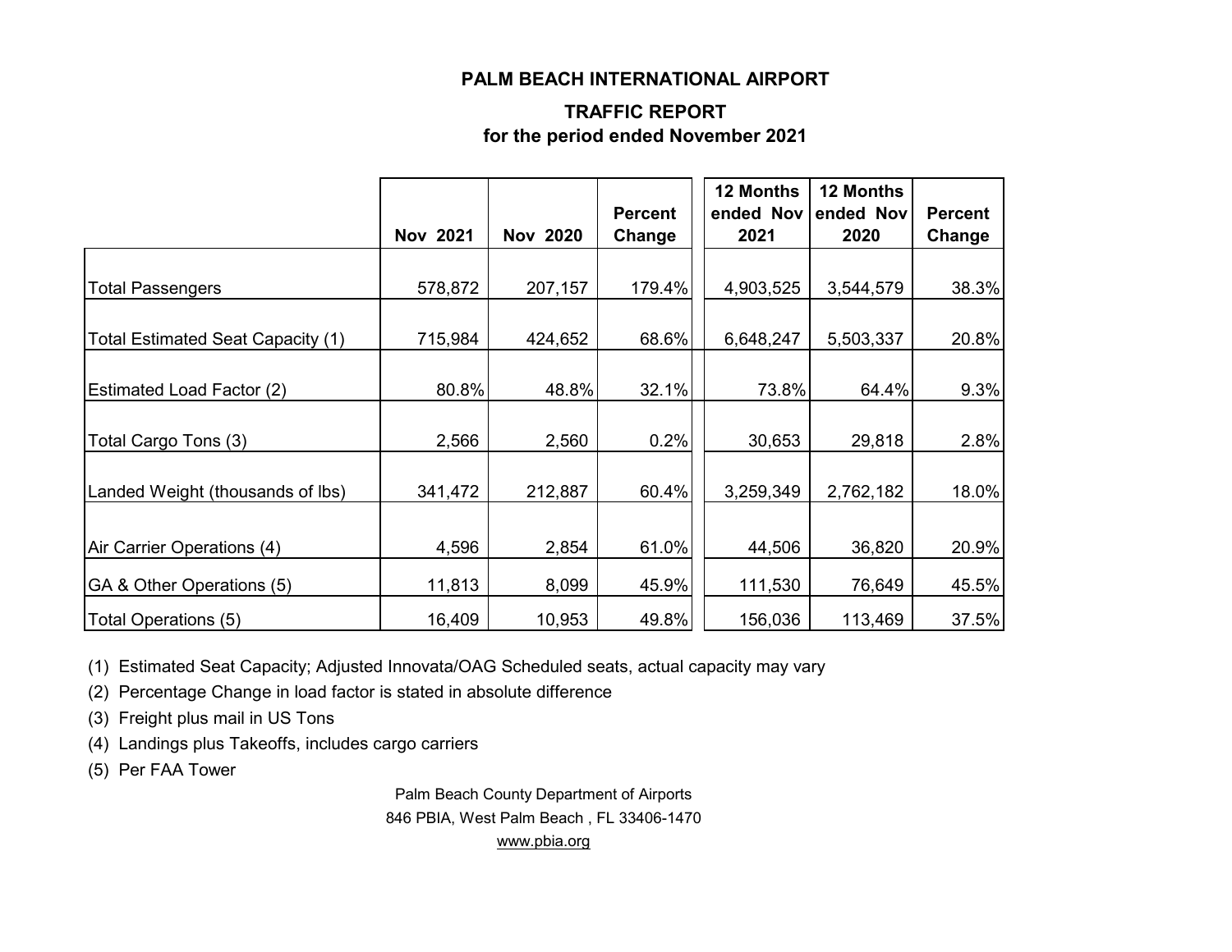## PALM BEACH INTERNATIONAL AIRPORT

### TRAFFIC REPORT
### for the period ended November 2021

| | Nov 2021 | Nov 2020 | Percent Change | 12 Months ended Nov 2021 | 12 Months ended Nov 2020 | Percent Change |
|---|---|---|---|---|---|---|
| Total Passengers | 578,872 | 207,157 | 179.4% | 4,903,525 | 3,544,579 | 38.3% |
| Total Estimated Seat Capacity (1) | 715,984 | 424,652 | 68.6% | 6,648,247 | 5,503,337 | 20.8% |
| Estimated Load Factor (2) | 80.8% | 48.8% | 32.1% | 73.8% | 64.4% | 9.3% |
| Total Cargo Tons (3) | 2,566 | 2,560 | 0.2% | 30,653 | 29,818 | 2.8% |
| Landed Weight (thousands of lbs) | 341,472 | 212,887 | 60.4% | 3,259,349 | 2,762,182 | 18.0% |
| Air Carrier Operations (4) | 4,596 | 2,854 | 61.0% | 44,506 | 36,820 | 20.9% |
| GA & Other Operations (5) | 11,813 | 8,099 | 45.9% | 111,530 | 76,649 | 45.5% |
| Total Operations (5) | 16,409 | 10,953 | 49.8% | 156,036 | 113,469 | 37.5% |

(1) Estimated Seat Capacity; Adjusted Innovata/OAG Scheduled seats, actual capacity may vary

(2) Percentage Change in load factor is stated in absolute difference

(3) Freight plus mail in US Tons

(4) Landings plus Takeoffs, includes cargo carriers

(5) Per FAA Tower

Palm Beach County Department of Airports
846 PBIA, West Palm Beach , FL 33406-1470
www.pbia.org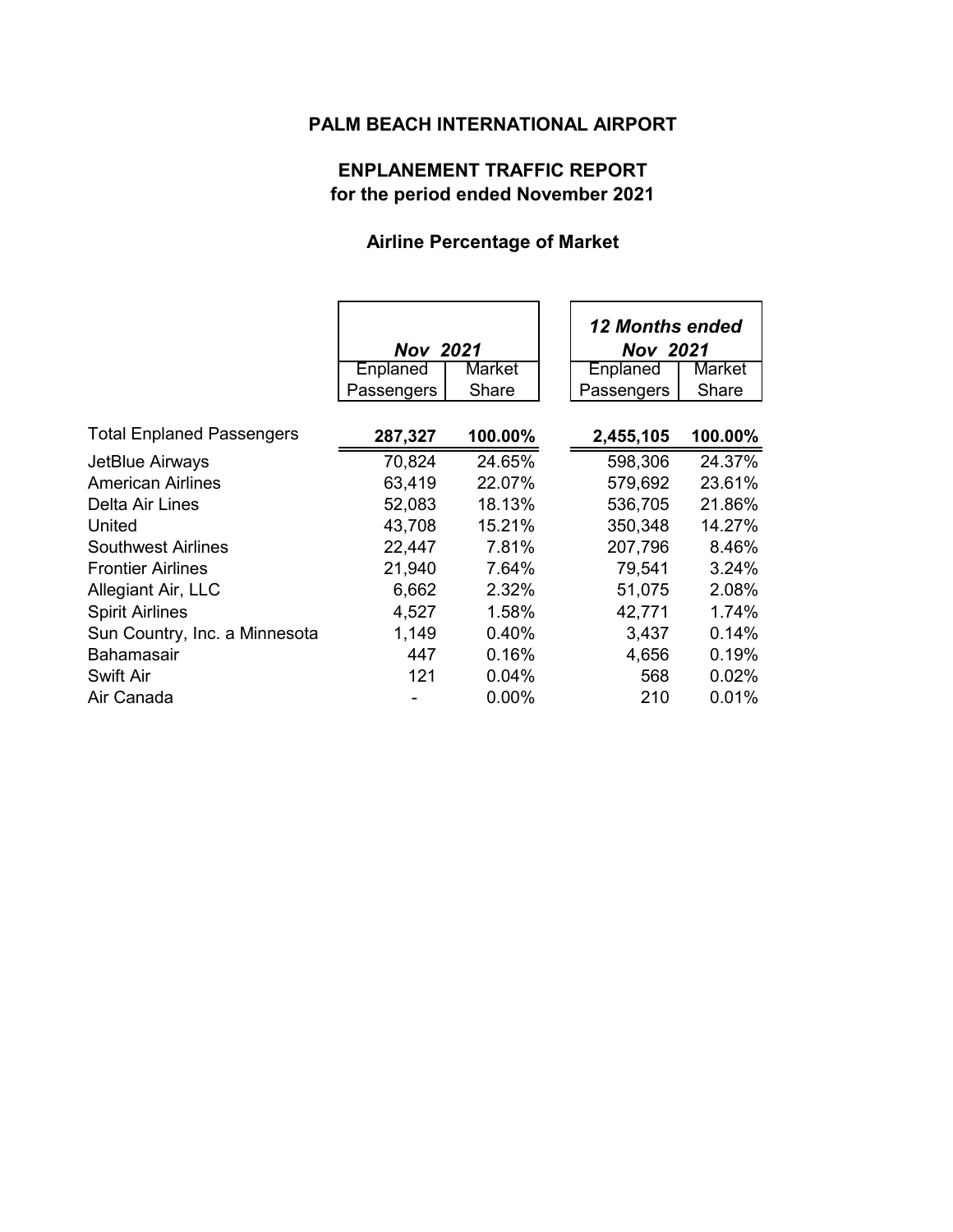# PALM BEACH INTERNATIONAL AIRPORT

## ENPLANEMENT TRAFFIC REPORT
## for the period ended November 2021

### Airline Percentage of Market

| | ***Nov 2021*** | | ***12 Months ended Nov 2021*** | |
|---|---|---|---|---|
| | Enplaned Passengers | Market Share | Enplaned Passengers | Market Share |
| Total Enplaned Passengers | **287,327** | **100.00%** | **2,455,105** | **100.00%** |
| JetBlue Airways | 70,824 | 24.65% | 598,306 | 24.37% |
| American Airlines | 63,419 | 22.07% | 579,692 | 23.61% |
| Delta Air Lines | 52,083 | 18.13% | 536,705 | 21.86% |
| United | 43,708 | 15.21% | 350,348 | 14.27% |
| Southwest Airlines | 22,447 | 7.81% | 207,796 | 8.46% |
| Frontier Airlines | 21,940 | 7.64% | 79,541 | 3.24% |
| Allegiant Air, LLC | 6,662 | 2.32% | 51,075 | 2.08% |
| Spirit Airlines | 4,527 | 1.58% | 42,771 | 1.74% |
| Sun Country, Inc. a Minnesota | 1,149 | 0.40% | 3,437 | 0.14% |
| Bahamasair | 447 | 0.16% | 4,656 | 0.19% |
| Swift Air | 121 | 0.04% | 568 | 0.02% |
| Air Canada | - | 0.00% | 210 | 0.01% |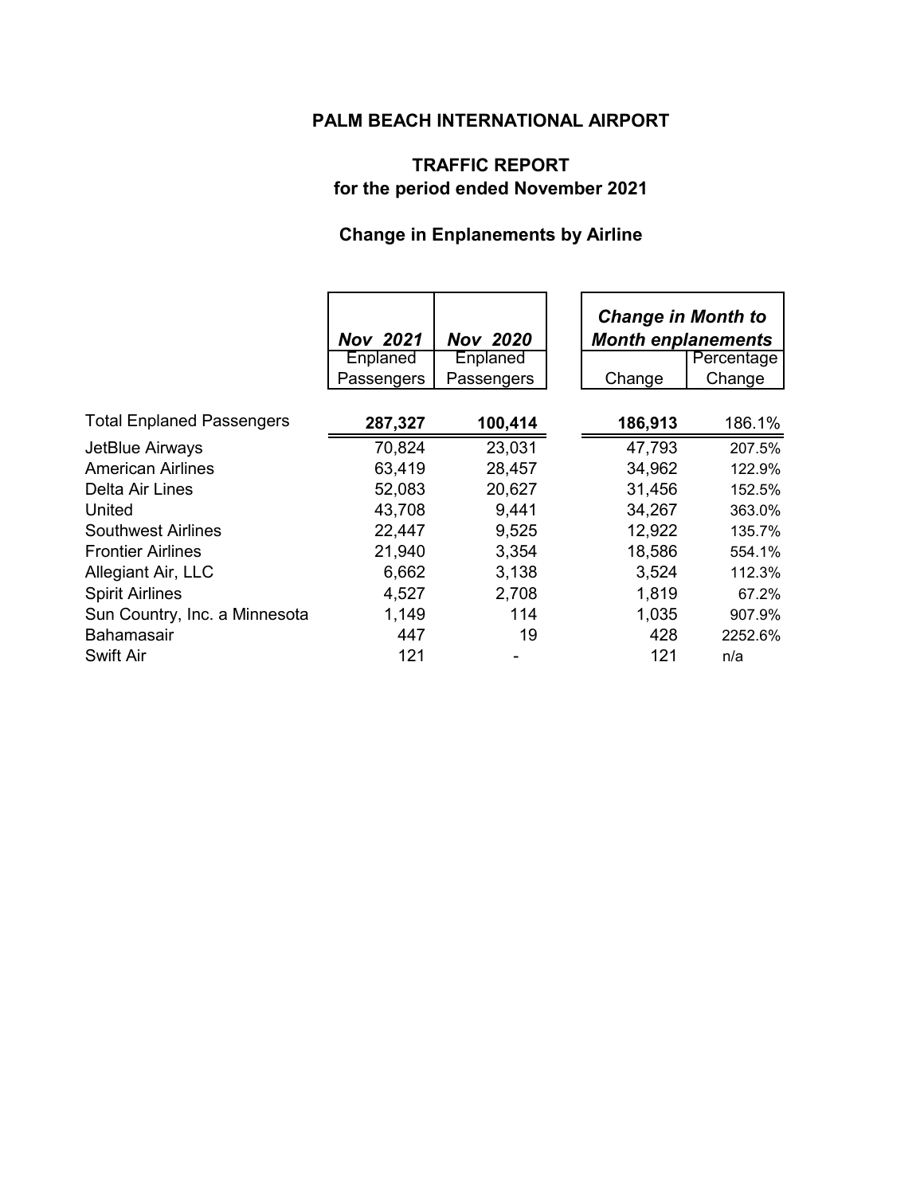# PALM BEACH INTERNATIONAL AIRPORT

## TRAFFIC REPORT
## for the period ended November 2021

### Change in Enplanements by Airline

| | *Nov 2021* | *Nov 2020* | *Change in Month to Month enplanements* | |
|---|---|---|---|---|
| | Enplaned Passengers | Enplaned Passengers | Change | Percentage Change |
| Total Enplaned Passengers | **287,327** | **100,414** | **186,913** | 186.1% |
| JetBlue Airways | 70,824 | 23,031 | 47,793 | 207.5% |
| American Airlines | 63,419 | 28,457 | 34,962 | 122.9% |
| Delta Air Lines | 52,083 | 20,627 | 31,456 | 152.5% |
| United | 43,708 | 9,441 | 34,267 | 363.0% |
| Southwest Airlines | 22,447 | 9,525 | 12,922 | 135.7% |
| Frontier Airlines | 21,940 | 3,354 | 18,586 | 554.1% |
| Allegiant Air, LLC | 6,662 | 3,138 | 3,524 | 112.3% |
| Spirit Airlines | 4,527 | 2,708 | 1,819 | 67.2% |
| Sun Country, Inc. a Minnesota | 1,149 | 114 | 1,035 | 907.9% |
| Bahamasair | 447 | 19 | 428 | 2252.6% |
| Swift Air | 121 | - | 121 | n/a |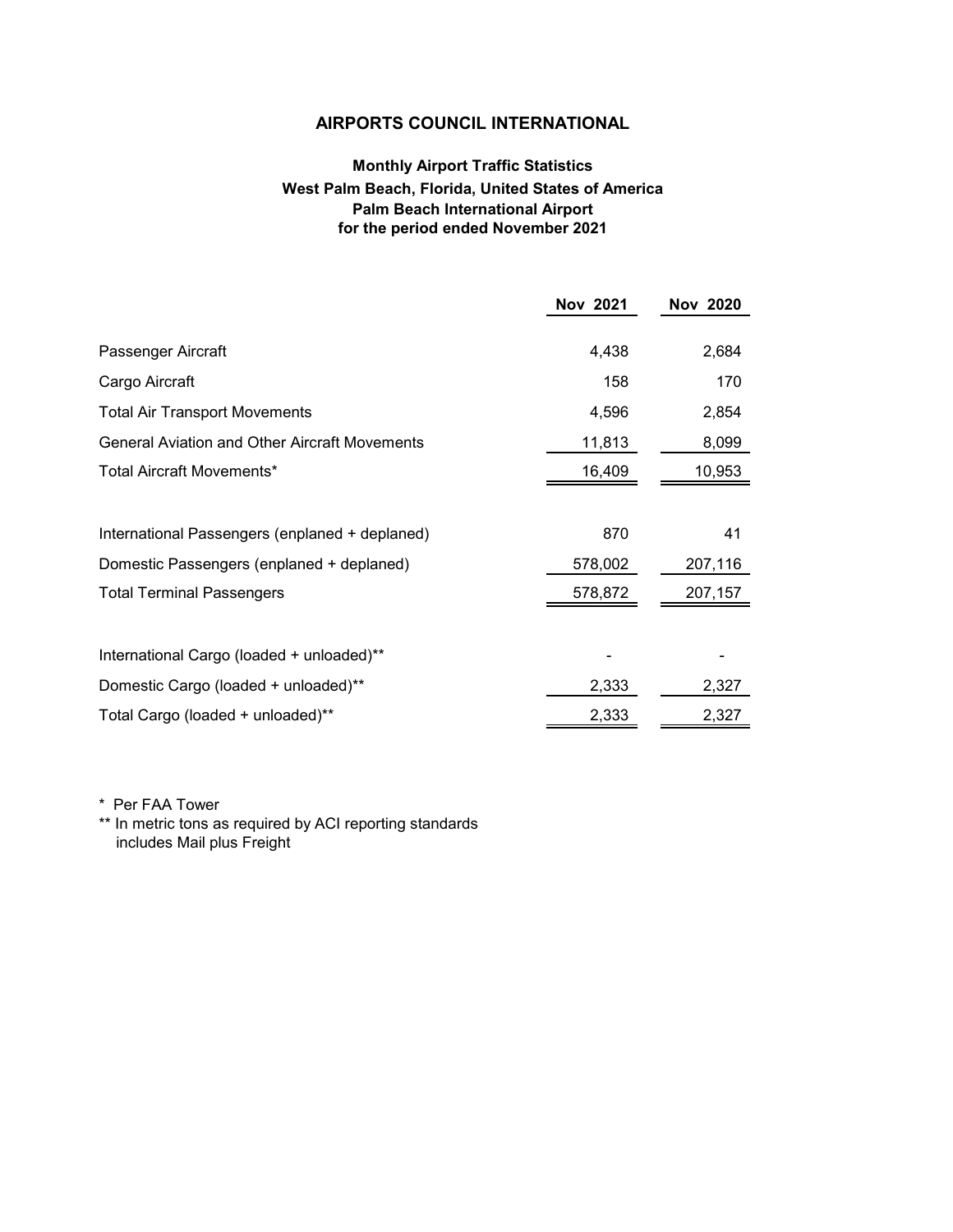# AIRPORTS COUNCIL INTERNATIONAL

## Monthly Airport Traffic Statistics
## West Palm Beach, Florida, United States of America
## Palm Beach International Airport
## for the period ended November 2021

| | Nov 2021 | Nov 2020 |
|---|---|---|
| Passenger Aircraft | 4,438 | 2,684 |
| Cargo Aircraft | 158 | 170 |
| Total Air Transport Movements | 4,596 | 2,854 |
| General Aviation and Other Aircraft Movements | 11,813 | 8,099 |
| Total Aircraft Movements* | 16,409 | 10,953 |
| | | |
| International Passengers (enplaned + deplaned) | 870 | 41 |
| Domestic Passengers (enplaned + deplaned) | 578,002 | 207,116 |
| Total Terminal Passengers | 578,872 | 207,157 |
| | | |
| International Cargo (loaded + unloaded)** | - | - |
| Domestic Cargo (loaded + unloaded)** | 2,333 | 2,327 |
| Total Cargo (loaded + unloaded)** | 2,333 | 2,327 |

\* Per FAA Tower

** In metric tons as required by ACI reporting standards includes Mail plus Freight